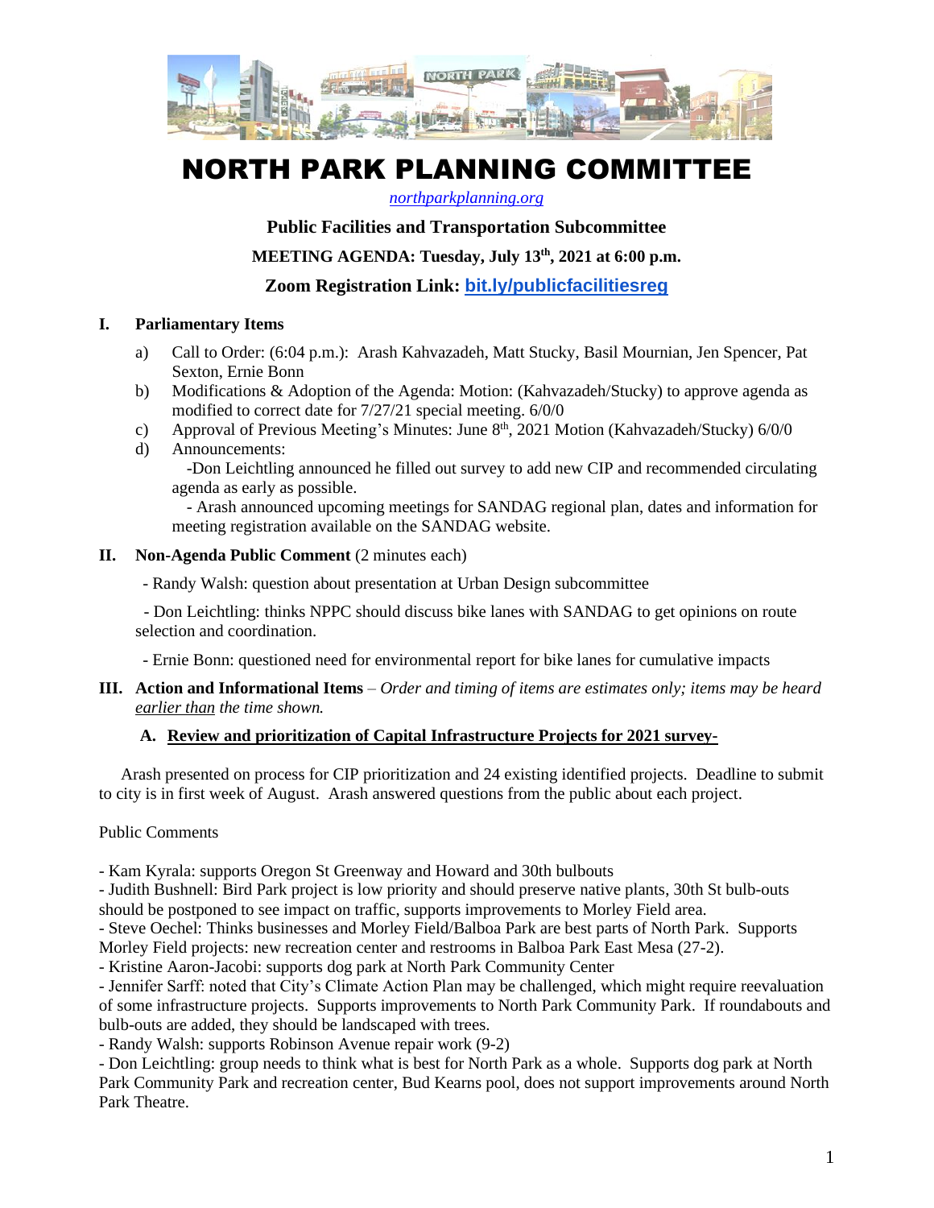# NORTH PARK PLANNING COMMITTEE

*northparkplanning.org*

**Public Facilities and Transportation Subcommittee**

**MEETING AGENDA: Tuesday, July 13th, 2021 at 6:00 p.m.**

**Zoom Registration Link: bit.ly/publicfacilitiesreg**

## I. Parliamentary Items

a) Call to Order: (6:04 p.m.): Arash Kahvazadeh, Matt Stucky, Basil Mournian, Jen Spencer, Pat Sexton, Ernie Bonn

b) Modifications & Adoption of the Agenda: Motion: (Kahvazadeh/Stucky) to approve agenda as modified to correct date for 7/27/21 special meeting. 6/0/0

c) Approval of Previous Meeting's Minutes: June 8th, 2021 Motion (Kahvazadeh/Stucky) 6/0/0

d) Announcements:
  -Don Leichtling announced he filled out survey to add new CIP and recommended circulating agenda as early as possible.
  - Arash announced upcoming meetings for SANDAG regional plan, dates and information for meeting registration available on the SANDAG website.

## II. Non-Agenda Public Comment (2 minutes each)

- Randy Walsh: question about presentation at Urban Design subcommittee
- Don Leichtling: thinks NPPC should discuss bike lanes with SANDAG to get opinions on route selection and coordination.
- Ernie Bonn: questioned need for environmental report for bike lanes for cumulative impacts

## III. Action and Informational Items – *Order and timing of items are estimates only; items may be heard earlier than the time shown.*

### A. Review and prioritization of Capital Infrastructure Projects for 2021 survey-

Arash presented on process for CIP prioritization and 24 existing identified projects. Deadline to submit to city is in first week of August. Arash answered questions from the public about each project.

Public Comments

- Kam Kyrala: supports Oregon St Greenway and Howard and 30th bulbouts
- Judith Bushnell: Bird Park project is low priority and should preserve native plants, 30th St bulb-outs should be postponed to see impact on traffic, supports improvements to Morley Field area.
- Steve Oechel: Thinks businesses and Morley Field/Balboa Park are best parts of North Park. Supports Morley Field projects: new recreation center and restrooms in Balboa Park East Mesa (27-2).
- Kristine Aaron-Jacobi: supports dog park at North Park Community Center
- Jennifer Sarff: noted that City's Climate Action Plan may be challenged, which might require reevaluation of some infrastructure projects. Supports improvements to North Park Community Park. If roundabouts and bulb-outs are added, they should be landscaped with trees.
- Randy Walsh: supports Robinson Avenue repair work (9-2)
- Don Leichtling: group needs to think what is best for North Park as a whole. Supports dog park at North Park Community Park and recreation center, Bud Kearns pool, does not support improvements around North Park Theatre.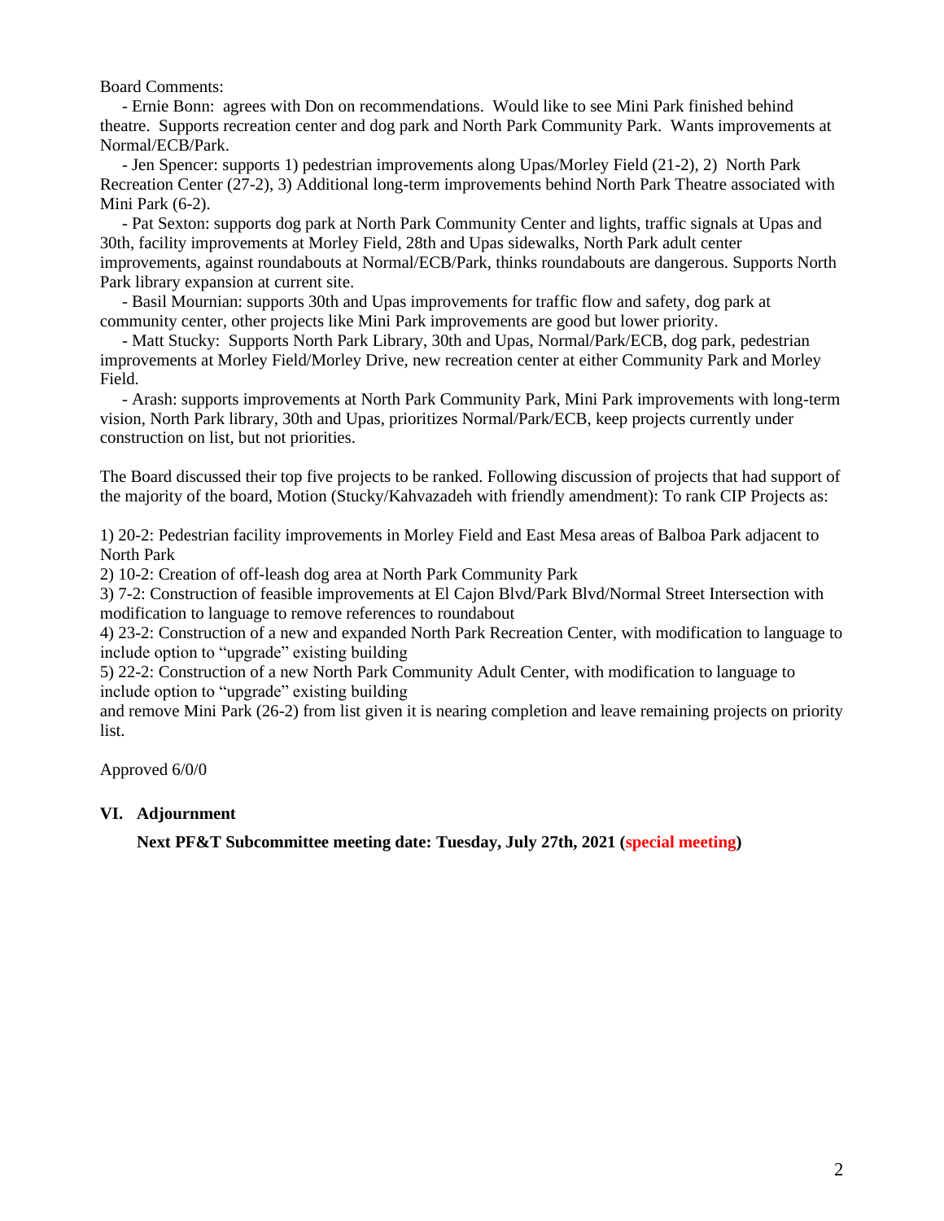Board Comments:

- Ernie Bonn: agrees with Don on recommendations. Would like to see Mini Park finished behind theatre. Supports recreation center and dog park and North Park Community Park. Wants improvements at Normal/ECB/Park.
- Jen Spencer: supports 1) pedestrian improvements along Upas/Morley Field (21-2), 2) North Park Recreation Center (27-2), 3) Additional long-term improvements behind North Park Theatre associated with Mini Park (6-2).
- Pat Sexton: supports dog park at North Park Community Center and lights, traffic signals at Upas and 30th, facility improvements at Morley Field, 28th and Upas sidewalks, North Park adult center improvements, against roundabouts at Normal/ECB/Park, thinks roundabouts are dangerous. Supports North Park library expansion at current site.
- Basil Mournian: supports 30th and Upas improvements for traffic flow and safety, dog park at community center, other projects like Mini Park improvements are good but lower priority.
- Matt Stucky: Supports North Park Library, 30th and Upas, Normal/Park/ECB, dog park, pedestrian improvements at Morley Field/Morley Drive, new recreation center at either Community Park and Morley Field.
- Arash: supports improvements at North Park Community Park, Mini Park improvements with long-term vision, North Park library, 30th and Upas, prioritizes Normal/Park/ECB, keep projects currently under construction on list, but not priorities.

The Board discussed their top five projects to be ranked. Following discussion of projects that had support of the majority of the board, Motion (Stucky/Kahvazadeh with friendly amendment): To rank CIP Projects as:

1) 20-2: Pedestrian facility improvements in Morley Field and East Mesa areas of Balboa Park adjacent to North Park
2) 10-2: Creation of off-leash dog area at North Park Community Park
3) 7-2: Construction of feasible improvements at El Cajon Blvd/Park Blvd/Normal Street Intersection with modification to language to remove references to roundabout
4) 23-2: Construction of a new and expanded North Park Recreation Center, with modification to language to include option to "upgrade" existing building
5) 22-2: Construction of a new North Park Community Adult Center, with modification to language to include option to "upgrade" existing building

and remove Mini Park (26-2) from list given it is nearing completion and leave remaining projects on priority list.

Approved 6/0/0

## VI. Adjournment

**Next PF&T Subcommittee meeting date: Tuesday, July 27th, 2021 (special meeting)**